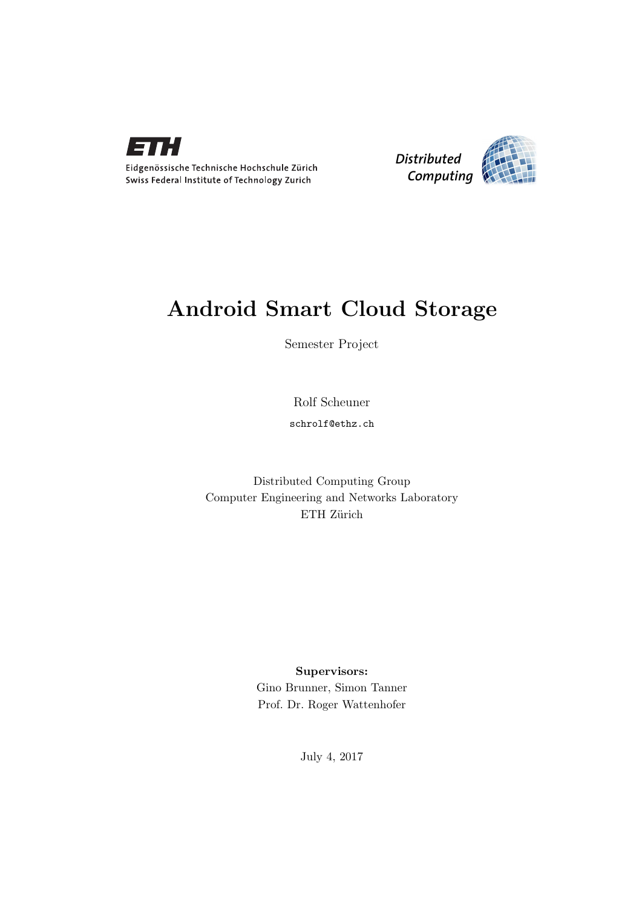Eidgenössische Technische Hochschule Zürich
Swiss Federal Institute of Technology Zurich

Distributed Computing

# Android Smart Cloud Storage

Semester Project

Rolf Scheuner

schrolf@ethz.ch

Distributed Computing Group
Computer Engineering and Networks Laboratory
ETH Zürich

**Supervisors:**
Gino Brunner, Simon Tanner
Prof. Dr. Roger Wattenhofer

July 4, 2017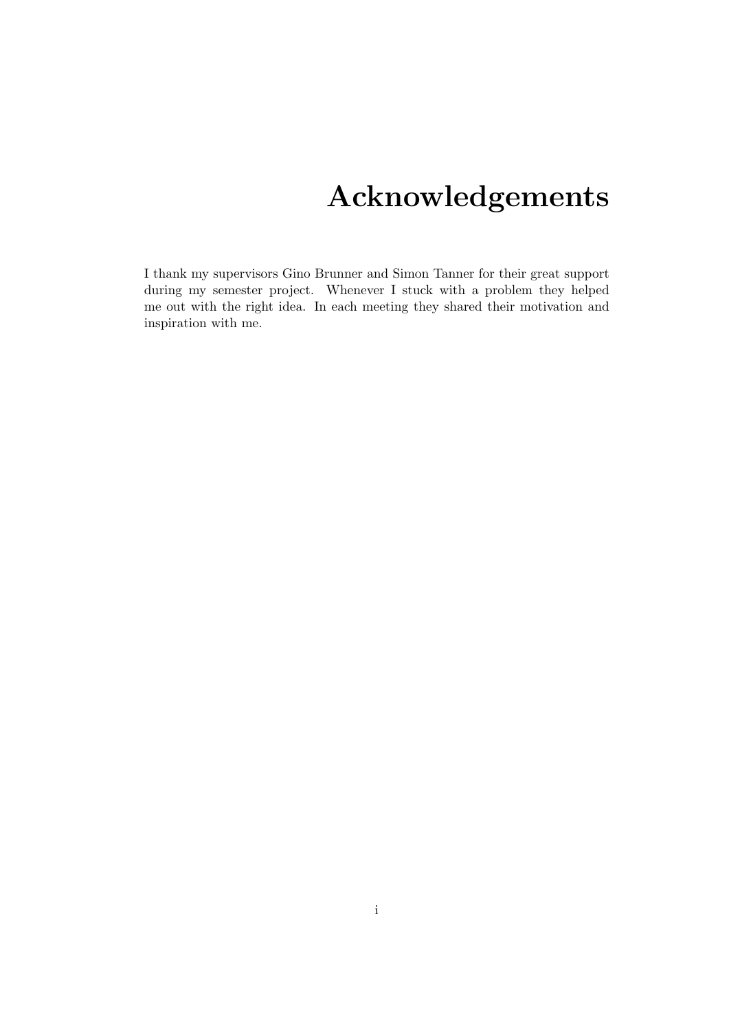# Acknowledgements

I thank my supervisors Gino Brunner and Simon Tanner for their great support during my semester project. Whenever I stuck with a problem they helped me out with the right idea. In each meeting they shared their motivation and inspiration with me.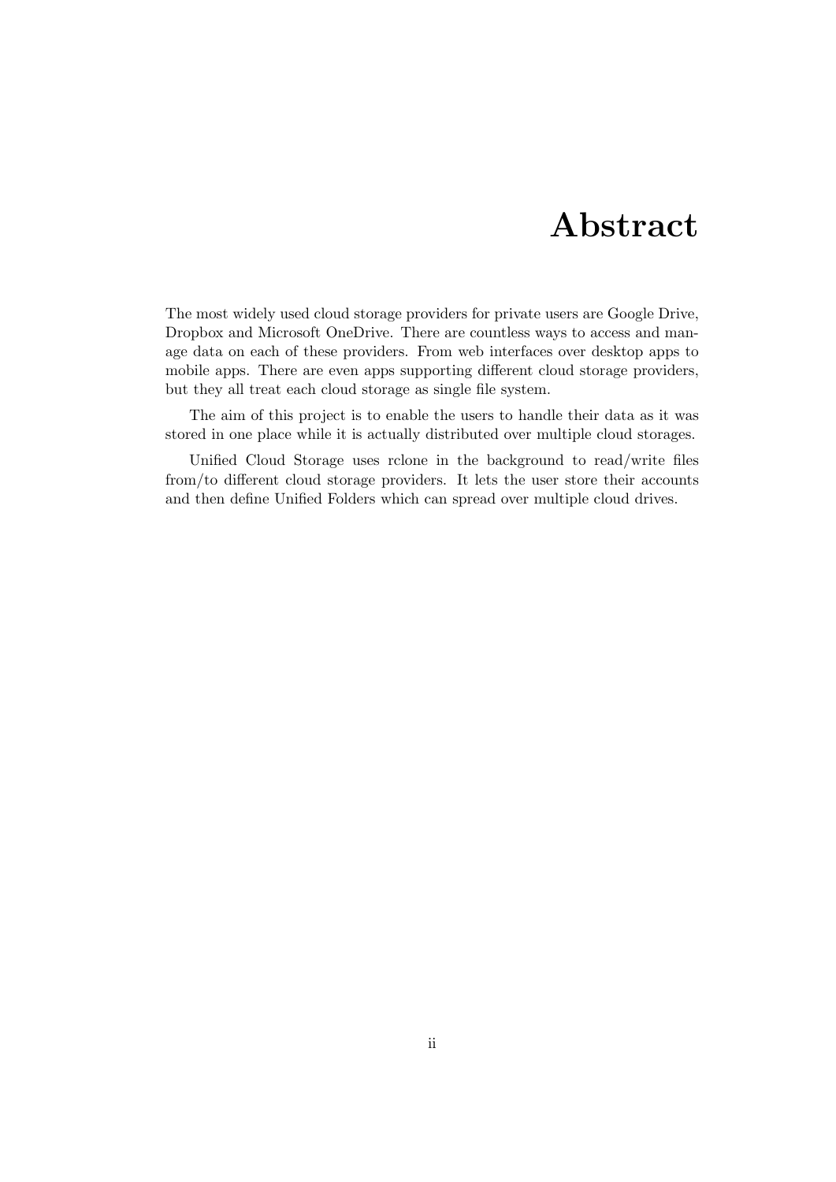# Abstract

The most widely used cloud storage providers for private users are Google Drive, Dropbox and Microsoft OneDrive. There are countless ways to access and manage data on each of these providers. From web interfaces over desktop apps to mobile apps. There are even apps supporting different cloud storage providers, but they all treat each cloud storage as single file system.

The aim of this project is to enable the users to handle their data as it was stored in one place while it is actually distributed over multiple cloud storages.

Unified Cloud Storage uses rclone in the background to read/write files from/to different cloud storage providers. It lets the user store their accounts and then define Unified Folders which can spread over multiple cloud drives.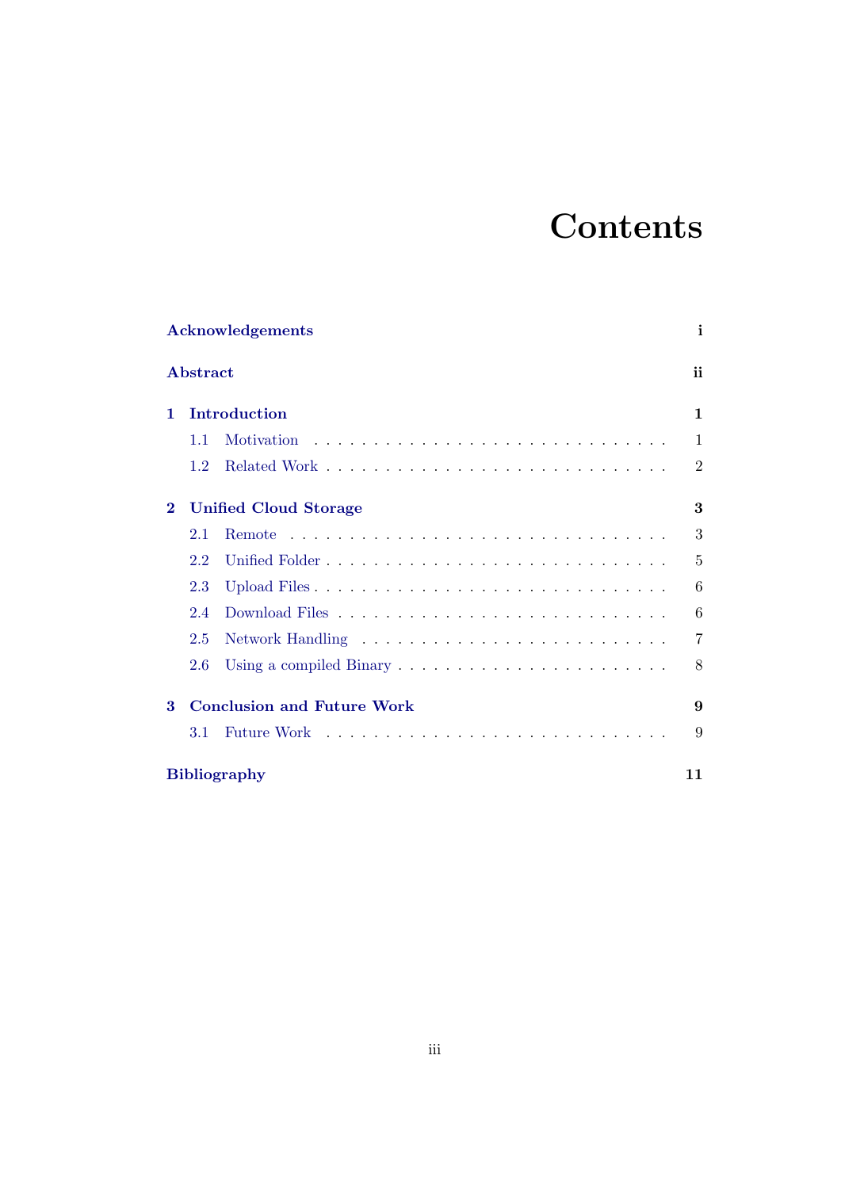# Contents

| | | |
|---|---|---|
| **Acknowledgements** | | **i** |
| **Abstract** | | **ii** |
| **1** | **Introduction** | **1** |
| 1.1 | Motivation | 1 |
| 1.2 | Related Work | 2 |
| **2** | **Unified Cloud Storage** | **3** |
| 2.1 | Remote | 3 |
| 2.2 | Unified Folder | 5 |
| 2.3 | Upload Files | 6 |
| 2.4 | Download Files | 6 |
| 2.5 | Network Handling | 7 |
| 2.6 | Using a compiled Binary | 8 |
| **3** | **Conclusion and Future Work** | **9** |
| 3.1 | Future Work | 9 |
| **Bibliography** | | **11** |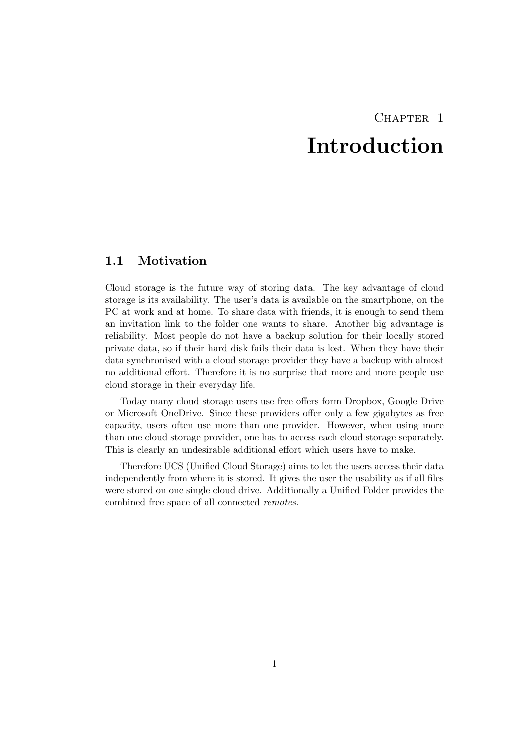# Chapter 1
# Introduction

## 1.1 Motivation

Cloud storage is the future way of storing data. The key advantage of cloud storage is its availability. The user's data is available on the smartphone, on the PC at work and at home. To share data with friends, it is enough to send them an invitation link to the folder one wants to share. Another big advantage is reliability. Most people do not have a backup solution for their locally stored private data, so if their hard disk fails their data is lost. When they have their data synchronised with a cloud storage provider they have a backup with almost no additional effort. Therefore it is no surprise that more and more people use cloud storage in their everyday life.

Today many cloud storage users use free offers form Dropbox, Google Drive or Microsoft OneDrive. Since these providers offer only a few gigabytes as free capacity, users often use more than one provider. However, when using more than one cloud storage provider, one has to access each cloud storage separately. This is clearly an undesirable additional effort which users have to make.

Therefore UCS (Unified Cloud Storage) aims to let the users access their data independently from where it is stored. It gives the user the usability as if all files were stored on one single cloud drive. Additionally a Unified Folder provides the combined free space of all connected *remotes*.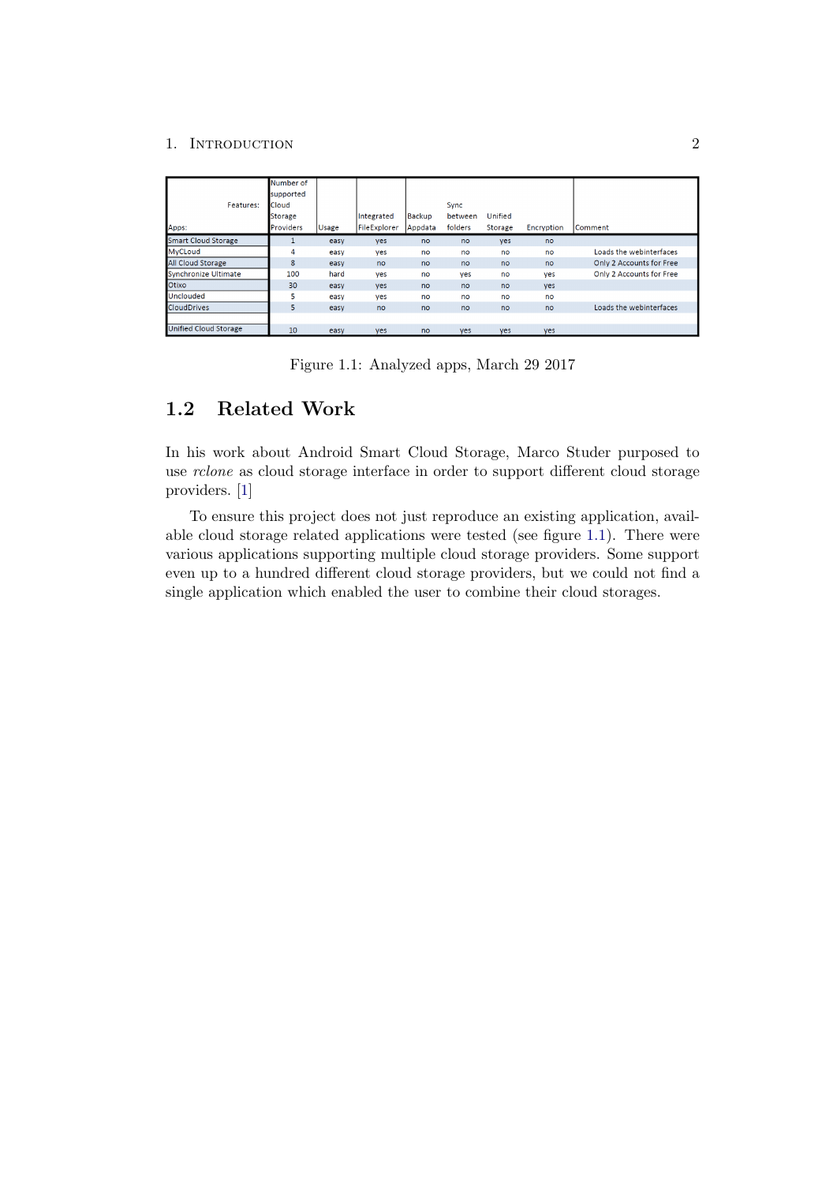| Apps: / Features: | Number of supported Cloud Storage Providers | Usage | Integrated FileExplorer | Backup Appdata | Sync between folders | Unified Storage | Encryption | Comment |
|---|---|---|---|---|---|---|---|---|
| Smart Cloud Storage | 1 | easy | yes | no | no | yes | no | |
| MyCLoud | 4 | easy | yes | no | no | no | no | Loads the webinterfaces |
| All Cloud Storage | 8 | easy | no | no | no | no | no | Only 2 Accounts for Free |
| Synchronize Ultimate | 100 | hard | yes | no | yes | no | yes | Only 2 Accounts for Free |
| Otixo | 30 | easy | yes | no | no | no | yes | |
| Unclouded | 5 | easy | yes | no | no | no | no | |
| CloudDrives | 5 | easy | no | no | no | no | no | Loads the webinterfaces |
| | | | | | | | | |
| Unified Cloud Storage | 10 | easy | yes | no | yes | yes | yes | |

Figure 1.1: Analyzed apps, March 29 2017

## 1.2 Related Work

In his work about Android Smart Cloud Storage, Marco Studer purposed to use *rclone* as cloud storage interface in order to support different cloud storage providers. [1]

To ensure this project does not just reproduce an existing application, available cloud storage related applications were tested (see figure 1.1). There were various applications supporting multiple cloud storage providers. Some support even up to a hundred different cloud storage providers, but we could not find a single application which enabled the user to combine their cloud storages.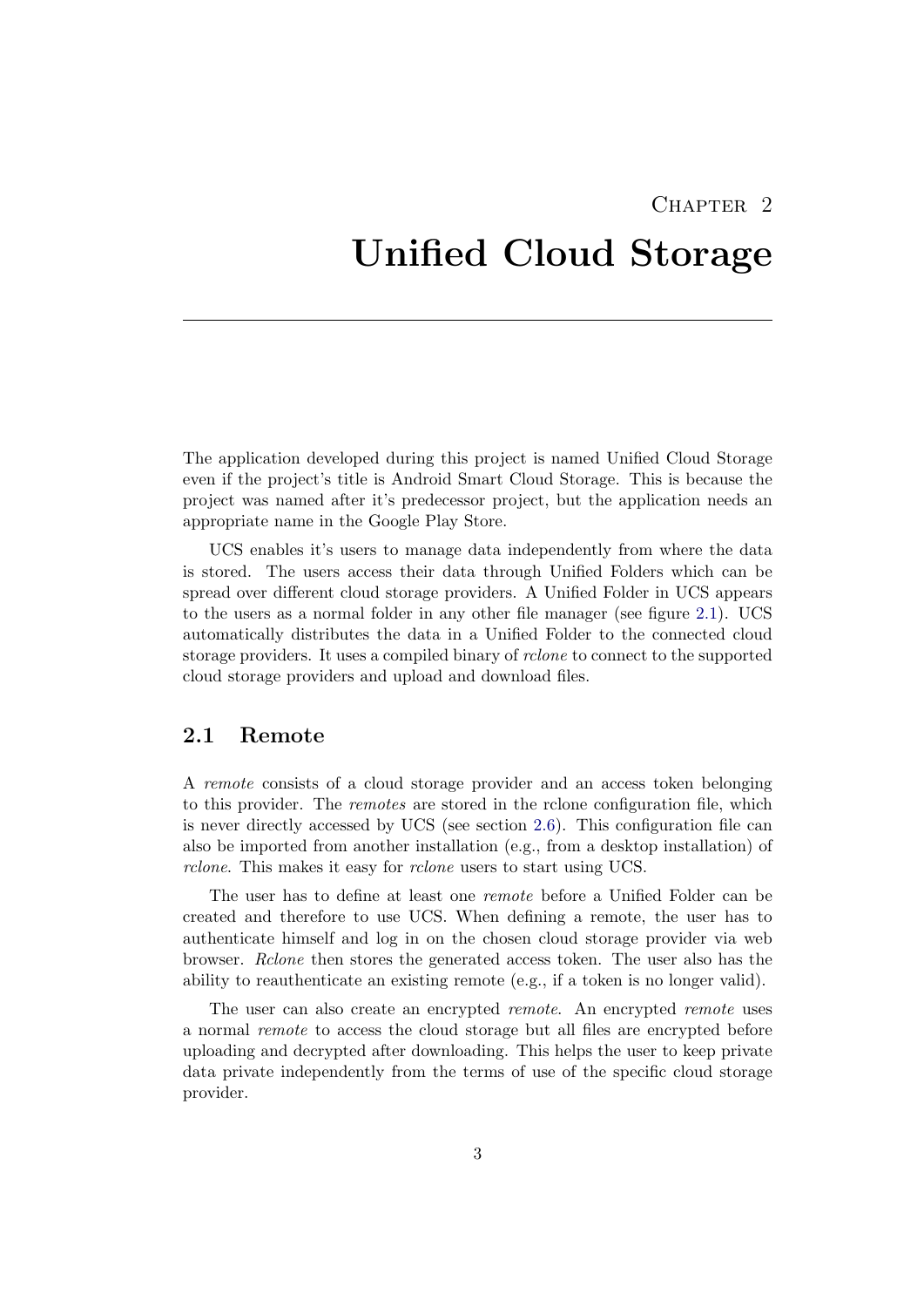# Chapter 2
# Unified Cloud Storage

The application developed during this project is named Unified Cloud Storage even if the project's title is Android Smart Cloud Storage. This is because the project was named after it's predecessor project, but the application needs an appropriate name in the Google Play Store.

UCS enables it's users to manage data independently from where the data is stored. The users access their data through Unified Folders which can be spread over different cloud storage providers. A Unified Folder in UCS appears to the users as a normal folder in any other file manager (see figure 2.1). UCS automatically distributes the data in a Unified Folder to the connected cloud storage providers. It uses a compiled binary of *rclone* to connect to the supported cloud storage providers and upload and download files.

## 2.1 Remote

A *remote* consists of a cloud storage provider and an access token belonging to this provider. The *remotes* are stored in the rclone configuration file, which is never directly accessed by UCS (see section 2.6). This configuration file can also be imported from another installation (e.g., from a desktop installation) of *rclone*. This makes it easy for *rclone* users to start using UCS.

The user has to define at least one *remote* before a Unified Folder can be created and therefore to use UCS. When defining a remote, the user has to authenticate himself and log in on the chosen cloud storage provider via web browser. *Rclone* then stores the generated access token. The user also has the ability to reauthenticate an existing remote (e.g., if a token is no longer valid).

The user can also create an encrypted *remote*. An encrypted *remote* uses a normal *remote* to access the cloud storage but all files are encrypted before uploading and decrypted after downloading. This helps the user to keep private data private independently from the terms of use of the specific cloud storage provider.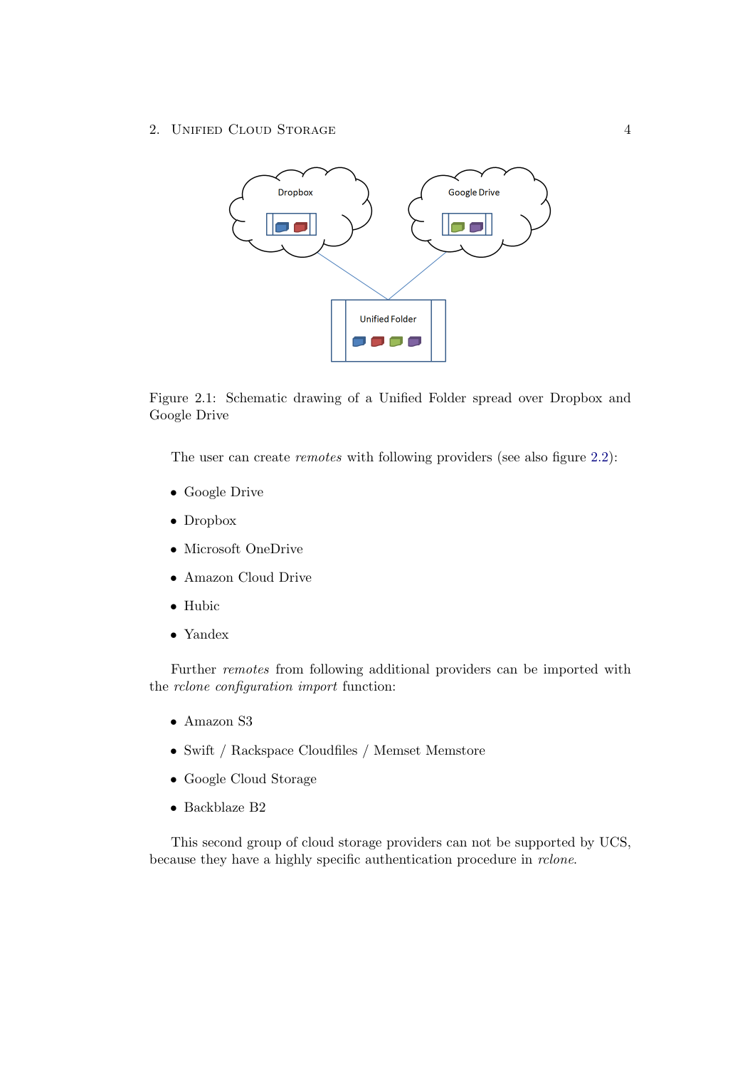Figure 2.1: Schematic drawing of a Unified Folder spread over Dropbox and Google Drive

The user can create *remotes* with following providers (see also figure 2.2):

- Google Drive
- Dropbox
- Microsoft OneDrive
- Amazon Cloud Drive
- Hubic
- Yandex

Further *remotes* from following additional providers can be imported with the *rclone configuration import* function:

- Amazon S3
- Swift / Rackspace Cloudfiles / Memset Memstore
- Google Cloud Storage
- Backblaze B2

This second group of cloud storage providers can not be supported by UCS, because they have a highly specific authentication procedure in *rclone*.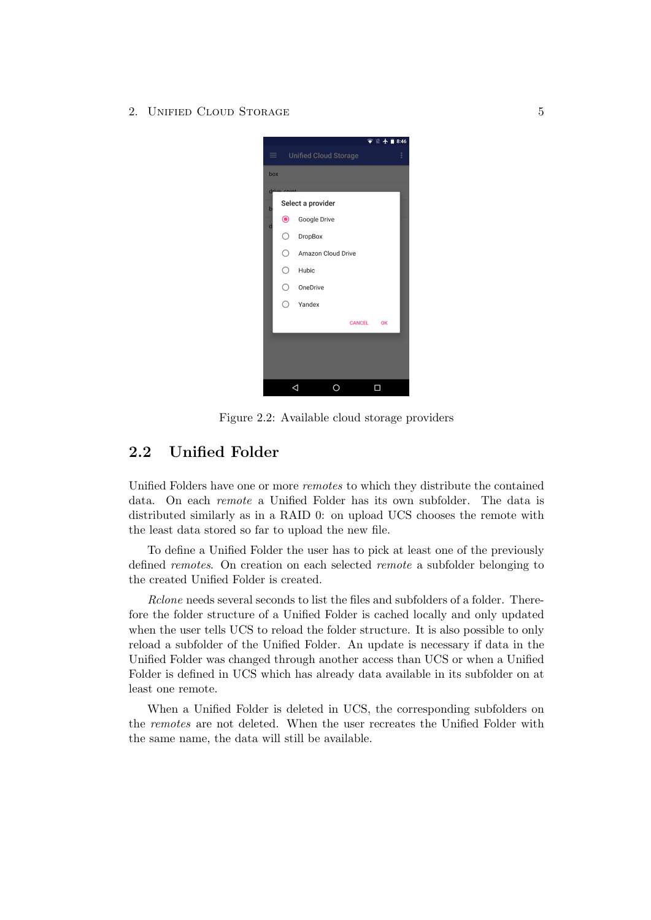Figure 2.2: Available cloud storage providers

## 2.2 Unified Folder

Unified Folders have one or more *remotes* to which they distribute the contained data. On each *remote* a Unified Folder has its own subfolder. The data is distributed similarly as in a RAID 0: on upload UCS chooses the remote with the least data stored so far to upload the new file.

To define a Unified Folder the user has to pick at least one of the previously defined *remotes*. On creation on each selected *remote* a subfolder belonging to the created Unified Folder is created.

*Rclone* needs several seconds to list the files and subfolders of a folder. Therefore the folder structure of a Unified Folder is cached locally and only updated when the user tells UCS to reload the folder structure. It is also possible to only reload a subfolder of the Unified Folder. An update is necessary if data in the Unified Folder was changed through another access than UCS or when a Unified Folder is defined in UCS which has already data available in its subfolder on at least one remote.

When a Unified Folder is deleted in UCS, the corresponding subfolders on the *remotes* are not deleted. When the user recreates the Unified Folder with the same name, the data will still be available.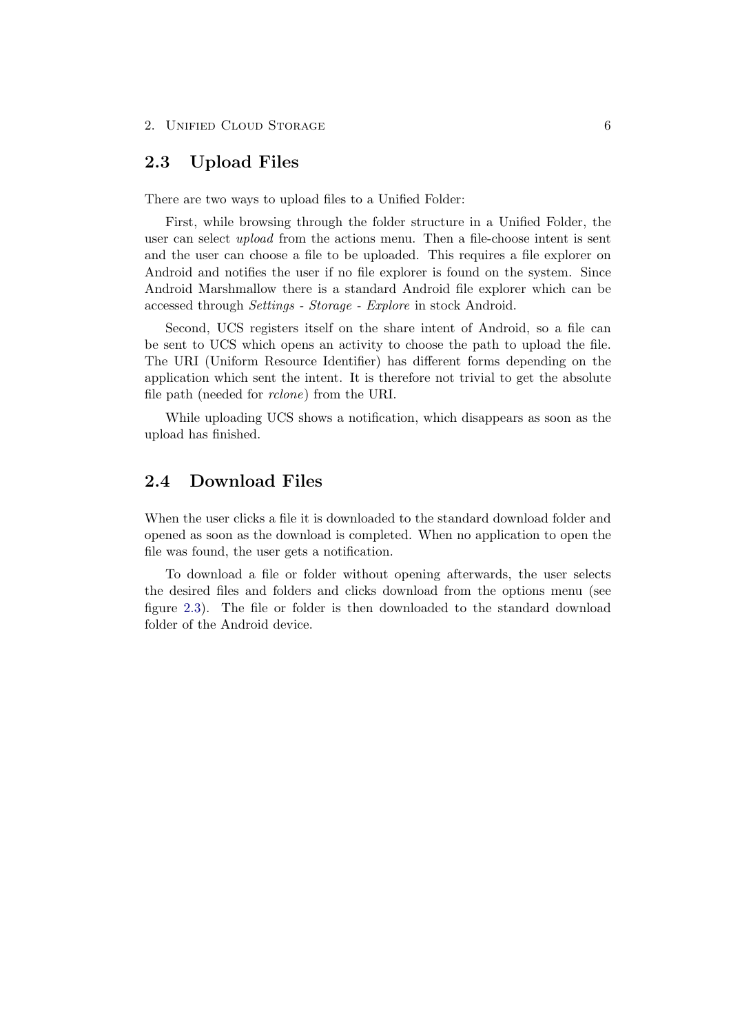## 2.3 Upload Files

There are two ways to upload files to a Unified Folder:

First, while browsing through the folder structure in a Unified Folder, the user can select *upload* from the actions menu. Then a file-choose intent is sent and the user can choose a file to be uploaded. This requires a file explorer on Android and notifies the user if no file explorer is found on the system. Since Android Marshmallow there is a standard Android file explorer which can be accessed through *Settings - Storage - Explore* in stock Android.

Second, UCS registers itself on the share intent of Android, so a file can be sent to UCS which opens an activity to choose the path to upload the file. The URI (Uniform Resource Identifier) has different forms depending on the application which sent the intent. It is therefore not trivial to get the absolute file path (needed for *rclone*) from the URI.

While uploading UCS shows a notification, which disappears as soon as the upload has finished.

## 2.4 Download Files

When the user clicks a file it is downloaded to the standard download folder and opened as soon as the download is completed. When no application to open the file was found, the user gets a notification.

To download a file or folder without opening afterwards, the user selects the desired files and folders and clicks download from the options menu (see figure 2.3). The file or folder is then downloaded to the standard download folder of the Android device.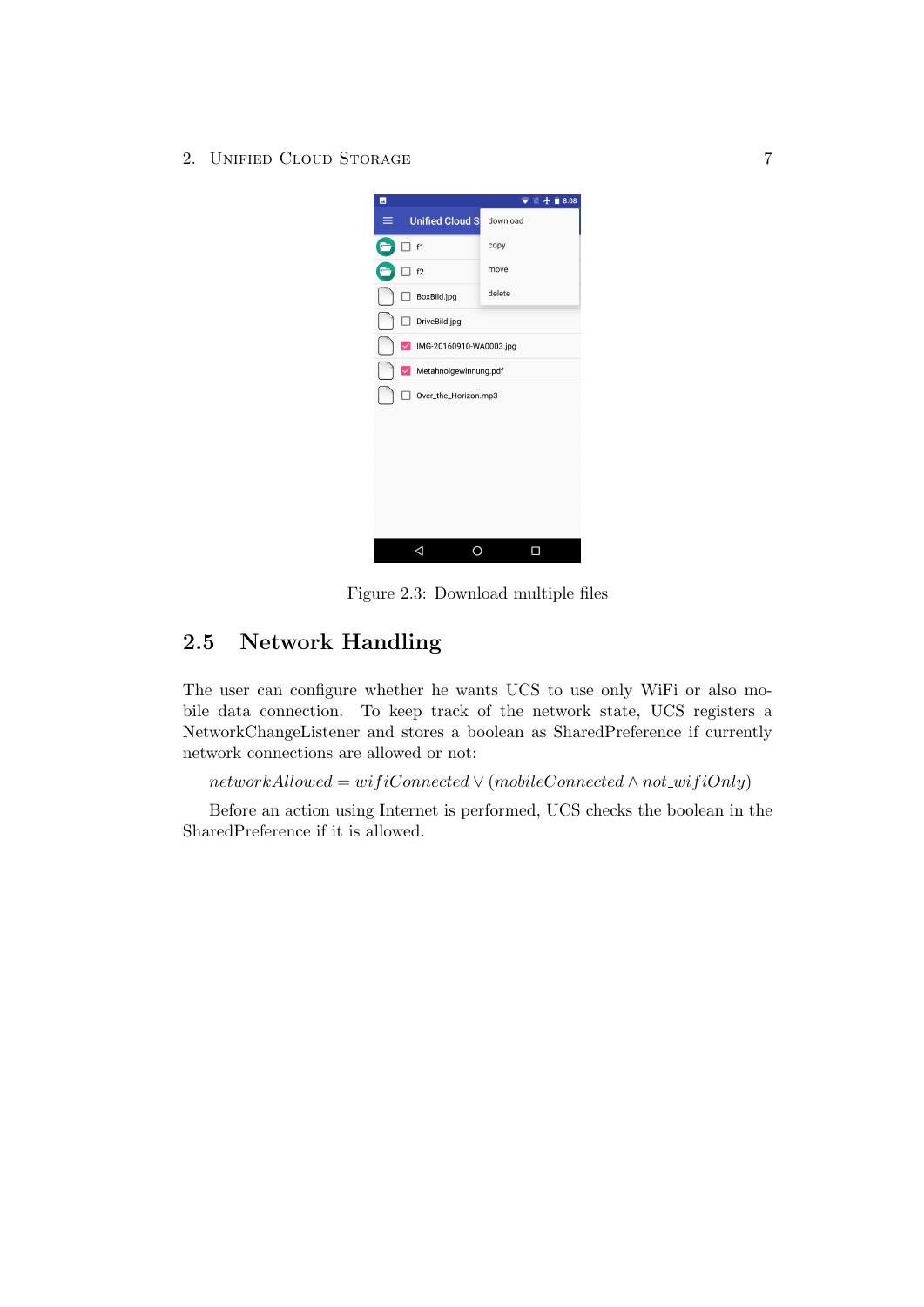Figure 2.3: Download multiple files

## 2.5 Network Handling

The user can configure whether he wants UCS to use only WiFi or also mobile data connection. To keep track of the network state, UCS registers a NetworkChangeListener and stores a boolean as SharedPreference if currently network connections are allowed or not:

$$networkAllowed = wifiConnected \lor (mobileConnected \land not\_wifiOnly)$$

Before an action using Internet is performed, UCS checks the boolean in the SharedPreference if it is allowed.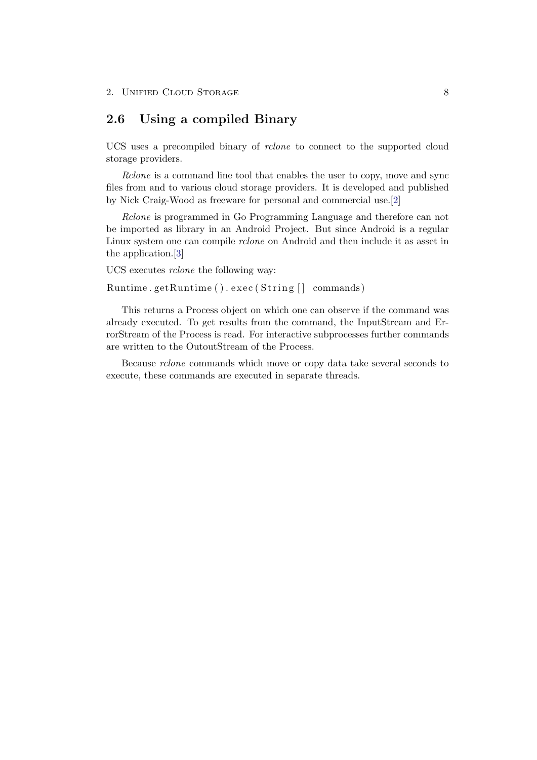## 2.6 Using a compiled Binary

UCS uses a precompiled binary of *rclone* to connect to the supported cloud storage providers.

*Rclone* is a command line tool that enables the user to copy, move and sync files from and to various cloud storage providers. It is developed and published by Nick Craig-Wood as freeware for personal and commercial use.[2]

*Rclone* is programmed in Go Programming Language and therefore can not be imported as library in an Android Project. But since Android is a regular Linux system one can compile *rclone* on Android and then include it as asset in the application.[3]

UCS executes *rclone* the following way:

```
Runtime.getRuntime().exec(String[] commands)
```

This returns a Process object on which one can observe if the command was already executed. To get results from the command, the InputStream and ErrorStream of the Process is read. For interactive subprocesses further commands are written to the OutoutStream of the Process.

Because *rclone* commands which move or copy data take several seconds to execute, these commands are executed in separate threads.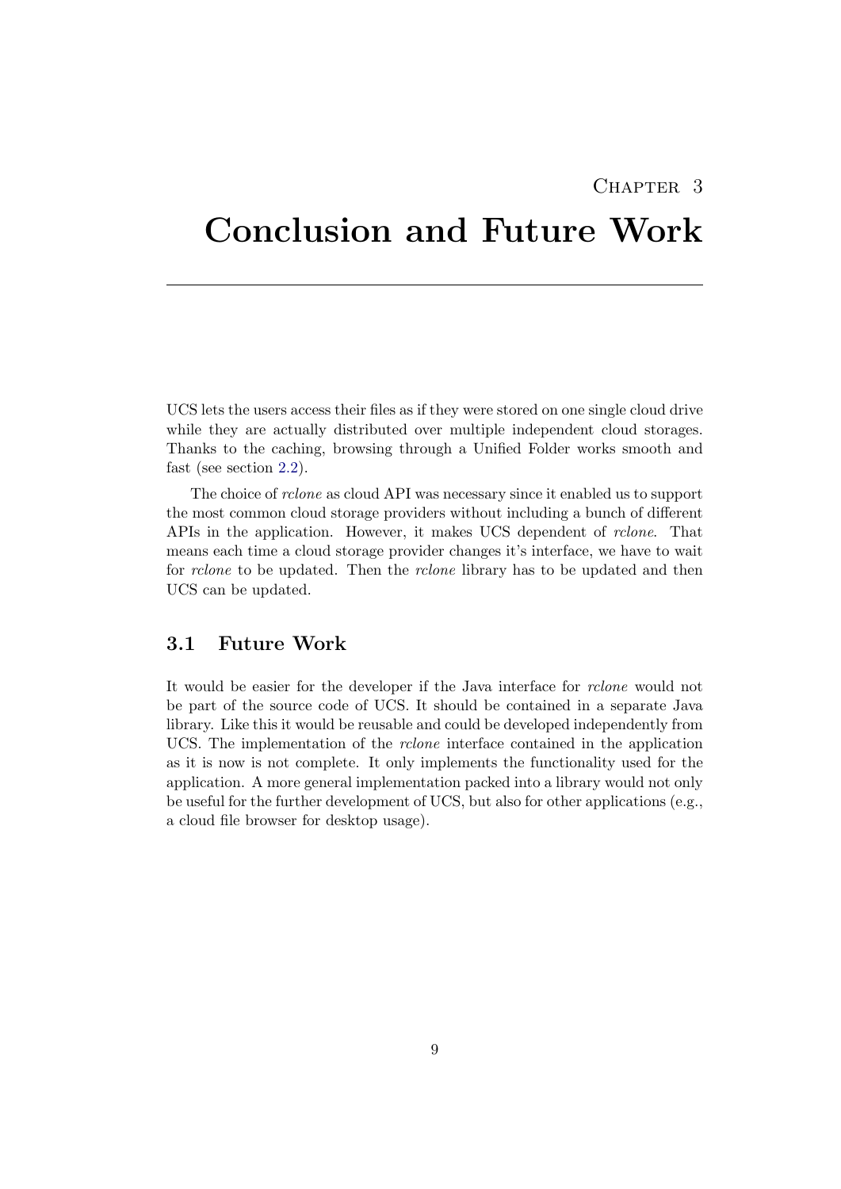# Chapter 3
# Conclusion and Future Work

UCS lets the users access their files as if they were stored on one single cloud drive while they are actually distributed over multiple independent cloud storages. Thanks to the caching, browsing through a Unified Folder works smooth and fast (see section 2.2).

The choice of *rclone* as cloud API was necessary since it enabled us to support the most common cloud storage providers without including a bunch of different APIs in the application. However, it makes UCS dependent of *rclone*. That means each time a cloud storage provider changes it's interface, we have to wait for *rclone* to be updated. Then the *rclone* library has to be updated and then UCS can be updated.

## 3.1 Future Work

It would be easier for the developer if the Java interface for *rclone* would not be part of the source code of UCS. It should be contained in a separate Java library. Like this it would be reusable and could be developed independently from UCS. The implementation of the *rclone* interface contained in the application as it is now is not complete. It only implements the functionality used for the application. A more general implementation packed into a library would not only be useful for the further development of UCS, but also for other applications (e.g., a cloud file browser for desktop usage).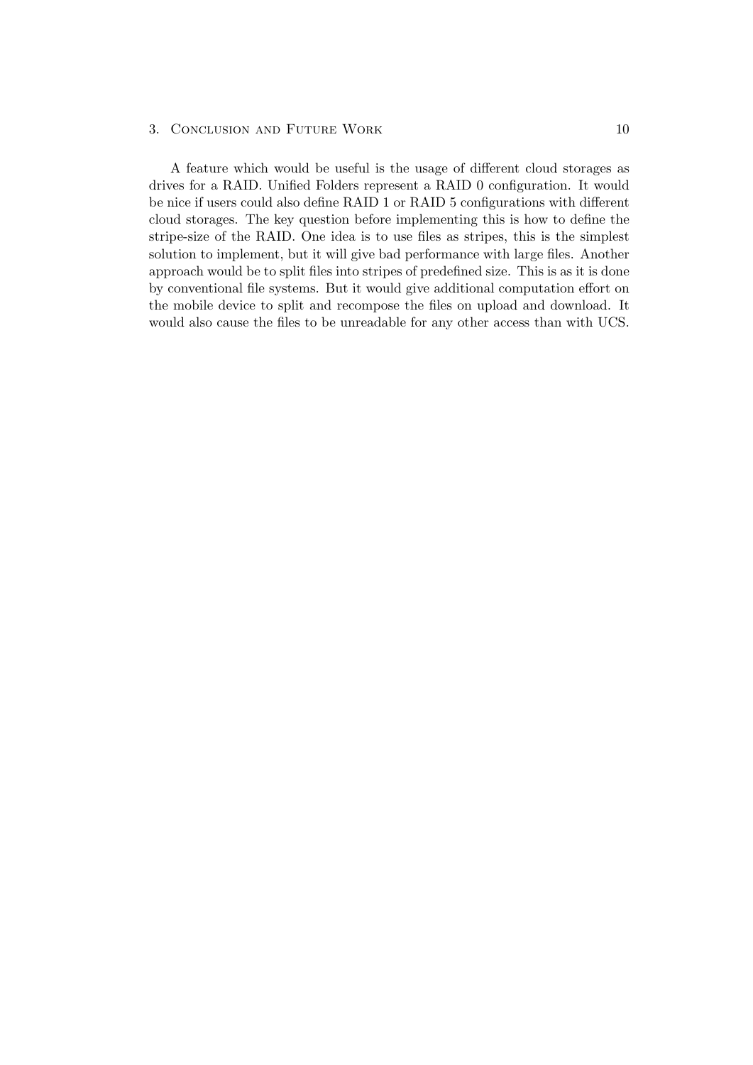A feature which would be useful is the usage of different cloud storages as drives for a RAID. Unified Folders represent a RAID 0 configuration. It would be nice if users could also define RAID 1 or RAID 5 configurations with different cloud storages. The key question before implementing this is how to define the stripe-size of the RAID. One idea is to use files as stripes, this is the simplest solution to implement, but it will give bad performance with large files. Another approach would be to split files into stripes of predefined size. This is as it is done by conventional file systems. But it would give additional computation effort on the mobile device to split and recompose the files on upload and download. It would also cause the files to be unreadable for any other access than with UCS.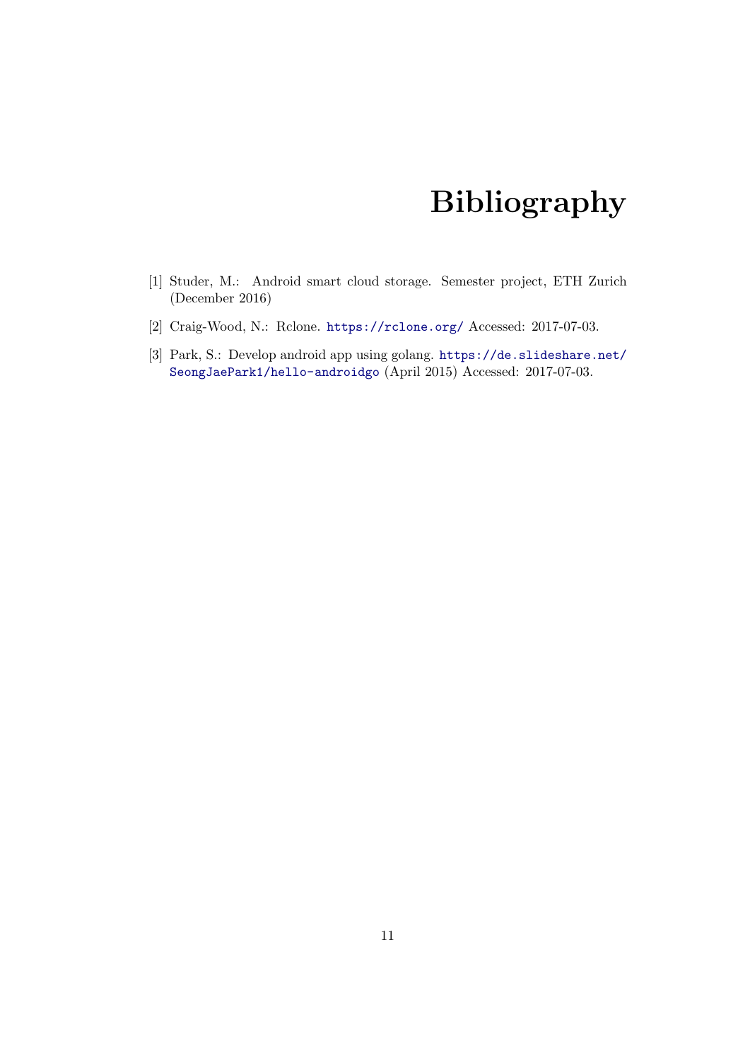# Bibliography

[1] Studer, M.: Android smart cloud storage. Semester project, ETH Zurich (December 2016)

[2] Craig-Wood, N.: Rclone. https://rclone.org/ Accessed: 2017-07-03.

[3] Park, S.: Develop android app using golang. https://de.slideshare.net/SeongJaePark1/hello-androidgo (April 2015) Accessed: 2017-07-03.